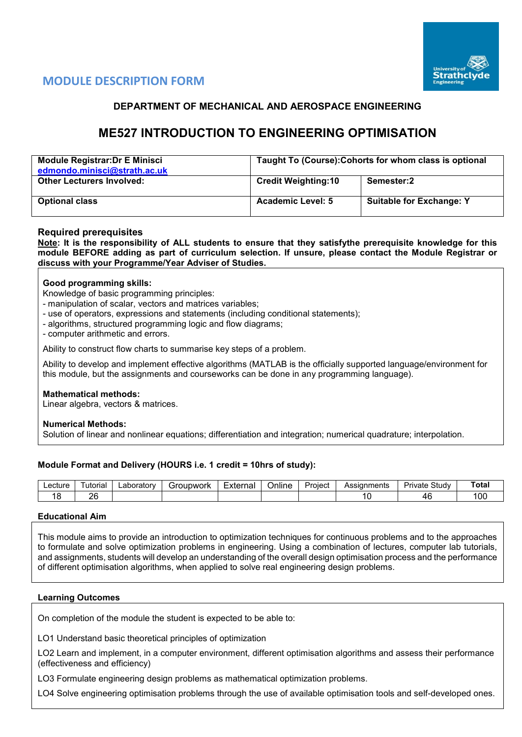## MODULE DESCRIPTION FORM

**DEPARTMENT OF MECHANICAL AND AEROSPACE ENGINEERING**

# ME527 INTRODUCTION TO ENGINEERING OPTIMISATION

| **Module Registrar:Dr E Minisci** edmondo.minisci@strath.ac.uk | **Taught To (Course):Cohorts for whom class is optional** | |
|---|---|---|
| **Other Lecturers Involved:** | **Credit Weighting:10** | **Semester:2** |
| **Optional class** | **Academic Level: 5** | **Suitable for Exchange: Y** |

### Required prerequisites

**Note: It is the responsibility of ALL students to ensure that they satisfythe prerequisite knowledge for this module BEFORE adding as part of curriculum selection. If unsure, please contact the Module Registrar or discuss with your Programme/Year Adviser of Studies.**

**Good programming skills:**
Knowledge of basic programming principles:
- manipulation of scalar, vectors and matrices variables;
- use of operators, expressions and statements (including conditional statements);
- algorithms, structured programming logic and flow diagrams;
- computer arithmetic and errors.

Ability to construct flow charts to summarise key steps of a problem.

Ability to develop and implement effective algorithms (MATLAB is the officially supported language/environment for this module, but the assignments and courseworks can be done in any programming language).

**Mathematical methods:**
Linear algebra, vectors & matrices.

**Numerical Methods:**
Solution of linear and nonlinear equations; differentiation and integration; numerical quadrature; interpolation.

### Module Format and Delivery (HOURS i.e. 1 credit = 10hrs of study):

| Lecture | Tutorial | Laboratory | Groupwork | External | Online | Project | Assignments | Private Study | **Total** |
|---|---|---|---|---|---|---|---|---|---|
| 18 | 26 | | | | | | 10 | 46 | 100 |

### Educational Aim

This module aims to provide an introduction to optimization techniques for continuous problems and to the approaches to formulate and solve optimization problems in engineering. Using a combination of lectures, computer lab tutorials, and assignments, students will develop an understanding of the overall design optimisation process and the performance of different optimisation algorithms, when applied to solve real engineering design problems.

### Learning Outcomes

On completion of the module the student is expected to be able to:

LO1 Understand basic theoretical principles of optimization

LO2 Learn and implement, in a computer environment, different optimisation algorithms and assess their performance (effectiveness and efficiency)

LO3 Formulate engineering design problems as mathematical optimization problems.

LO4 Solve engineering optimisation problems through the use of available optimisation tools and self-developed ones.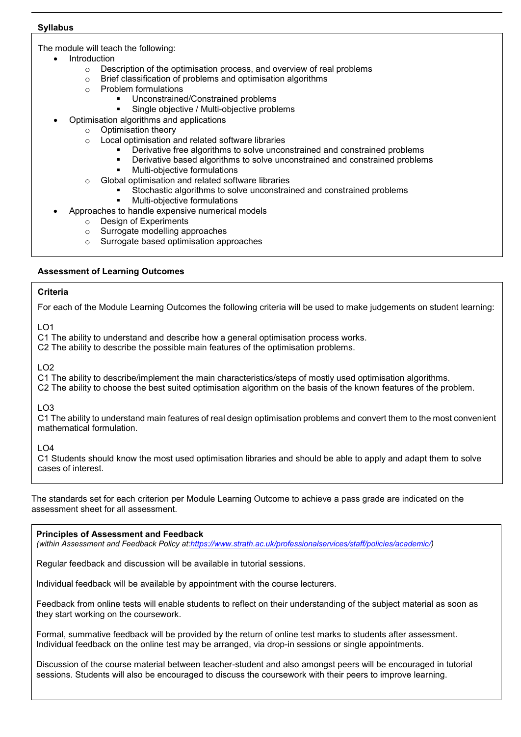## Syllabus

The module will teach the following:

- Introduction
    - Description of the optimisation process, and overview of real problems
    - Brief classification of problems and optimisation algorithms
    - Problem formulations
        - Unconstrained/Constrained problems
        - Single objective / Multi-objective problems
- Optimisation algorithms and applications
    - Optimisation theory
    - Local optimisation and related software libraries
        - Derivative free algorithms to solve unconstrained and constrained problems
        - Derivative based algorithms to solve unconstrained and constrained problems
        - Multi-objective formulations
    - Global optimisation and related software libraries
        - Stochastic algorithms to solve unconstrained and constrained problems
        - Multi-objective formulations
- Approaches to handle expensive numerical models
    - Design of Experiments
    - Surrogate modelling approaches
    - Surrogate based optimisation approaches

## Assessment of Learning Outcomes

### Criteria

For each of the Module Learning Outcomes the following criteria will be used to make judgements on student learning:

LO1

C1 The ability to understand and describe how a general optimisation process works.
C2 The ability to describe the possible main features of the optimisation problems.

LO2

C1 The ability to describe/implement the main characteristics/steps of mostly used optimisation algorithms.
C2 The ability to choose the best suited optimisation algorithm on the basis of the known features of the problem.

LO3

C1 The ability to understand main features of real design optimisation problems and convert them to the most convenient mathematical formulation.

LO4

C1 Students should know the most used optimisation libraries and should be able to apply and adapt them to solve cases of interest.

The standards set for each criterion per Module Learning Outcome to achieve a pass grade are indicated on the assessment sheet for all assessment.

### Principles of Assessment and Feedback

*(within Assessment and Feedback Policy at: https://www.strath.ac.uk/professionalservices/staff/policies/academic/)*

Regular feedback and discussion will be available in tutorial sessions.

Individual feedback will be available by appointment with the course lecturers.

Feedback from online tests will enable students to reflect on their understanding of the subject material as soon as they start working on the coursework.

Formal, summative feedback will be provided by the return of online test marks to students after assessment. Individual feedback on the online test may be arranged, via drop-in sessions or single appointments.

Discussion of the course material between teacher-student and also amongst peers will be encouraged in tutorial sessions. Students will also be encouraged to discuss the coursework with their peers to improve learning.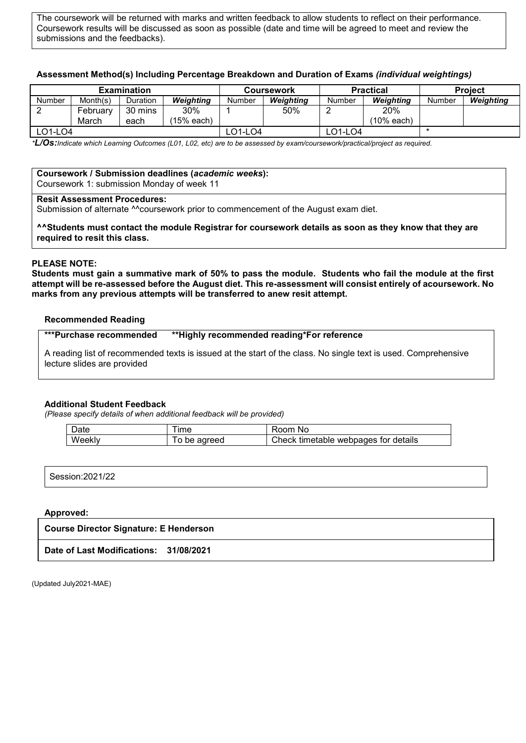The coursework will be returned with marks and written feedback to allow students to reflect on their performance. Coursework results will be discussed as soon as possible (date and time will be agreed to meet and review the submissions and the feedbacks).

**Assessment Method(s) Including Percentage Breakdown and Duration of Exams** ***(individual weightings)***

| Examination | | | | Coursework | | Practical | | Project | |
|---|---|---|---|---|---|---|---|---|---|
| Number | Month(s) | Duration | ***Weighting*** | Number | ***Weighting*** | Number | ***Weighting*** | Number | ***Weighting*** |
| 2 | February March | 30 mins each | 30% (15% each) | 1 | 50% | 2 | 20% (10% each) | | |
| LO1-LO4 | | | | LO1-LO4 | | LO1-LO4 | | * | |

*\*L/Os: Indicate which Learning Outcomes (L01, L02, etc) are to be assessed by exam/coursework/practical/project as required.*

**Coursework / Submission deadlines (*academic weeks*):**
Coursework 1: submission Monday of week 11

**Resit Assessment Procedures:**
Submission of alternate ^^coursework prior to commencement of the August exam diet.

**^^Students must contact the module Registrar for coursework details as soon as they know that they are required to resit this class.**

**PLEASE NOTE:**

**Students must gain a summative mark of 50% to pass the module. Students who fail the module at the first attempt will be re-assessed before the August diet. This re-assessment will consist entirely of acoursework. No marks from any previous attempts will be transferred to anew resit attempt.**

**Recommended Reading**

**\*\*\*Purchase recommended  \*\*Highly recommended reading\*For reference**

A reading list of recommended texts is issued at the start of the class. No single text is used. Comprehensive lecture slides are provided

**Additional Student Feedback**
*(Please specify details of when additional feedback will be provided)*

| Date | Time | Room No |
|---|---|---|
| Weekly | To be agreed | Check timetable webpages for details |

Session:2021/22

**Approved:**

**Course Director Signature: E Henderson**

**Date of Last Modifications: 31/08/2021**

(Updated July2021-MAE)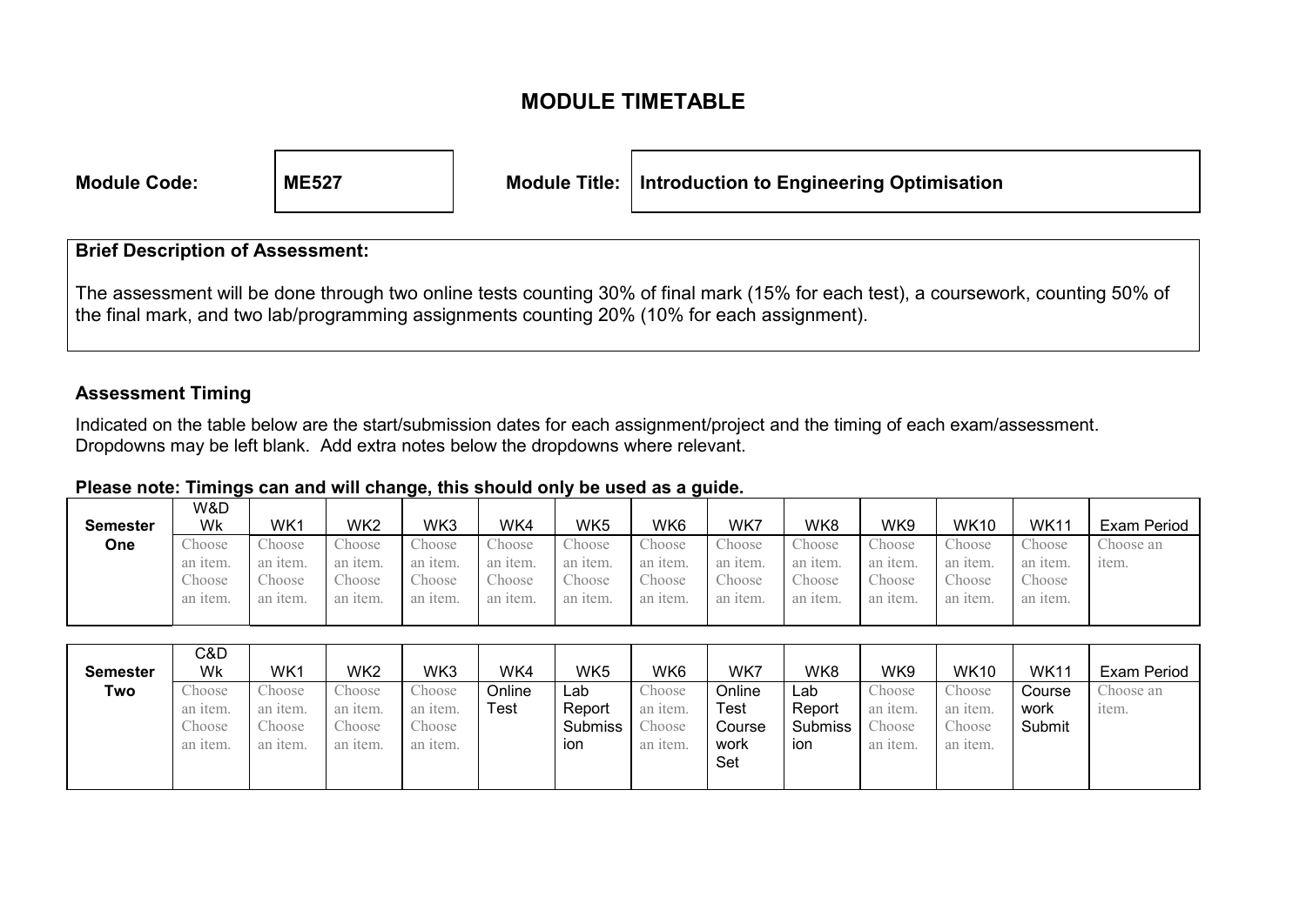# MODULE TIMETABLE

**Module Code:** **ME527**

**Module Title:** **Introduction to Engineering Optimisation**

**Brief Description of Assessment:**

The assessment will be done through two online tests counting 30% of final mark (15% for each test), a coursework, counting 50% of the final mark, and two lab/programming assignments counting 20% (10% for each assignment).

### Assessment Timing

Indicated on the table below are the start/submission dates for each assignment/project and the timing of each exam/assessment. Dropdowns may be left blank. Add extra notes below the dropdowns where relevant.

**Please note: Timings can and will change, this should only be used as a guide.**

| Semester | W&D Wk | WK1 | WK2 | WK3 | WK4 | WK5 | WK6 | WK7 | WK8 | WK9 | WK10 | WK11 | Exam Period |
|---|---|---|---|---|---|---|---|---|---|---|---|---|---|
| **One** | Choose an item. Choose an item. | Choose an item. Choose an item. | Choose an item. Choose an item. | Choose an item. Choose an item. | Choose an item. Choose an item. | Choose an item. Choose an item. | Choose an item. Choose an item. | Choose an item. Choose an item. | Choose an item. Choose an item. | Choose an item. Choose an item. | Choose an item. Choose an item. | Choose an item. Choose an item. | Choose an item. |

| Semester | C&D Wk | WK1 | WK2 | WK3 | WK4 | WK5 | WK6 | WK7 | WK8 | WK9 | WK10 | WK11 | Exam Period |
|---|---|---|---|---|---|---|---|---|---|---|---|---|---|
| **Two** | Choose an item. Choose an item. | Choose an item. Choose an item. | Choose an item. Choose an item. | Choose an item. Choose an item. | Online Test | Lab Report Submission | Choose an item. Choose an item. | Online Test Course work Set | Lab Report Submission | Choose an item. Choose an item. | Choose an item. Choose an item. | Course work Submit | Choose an item. |